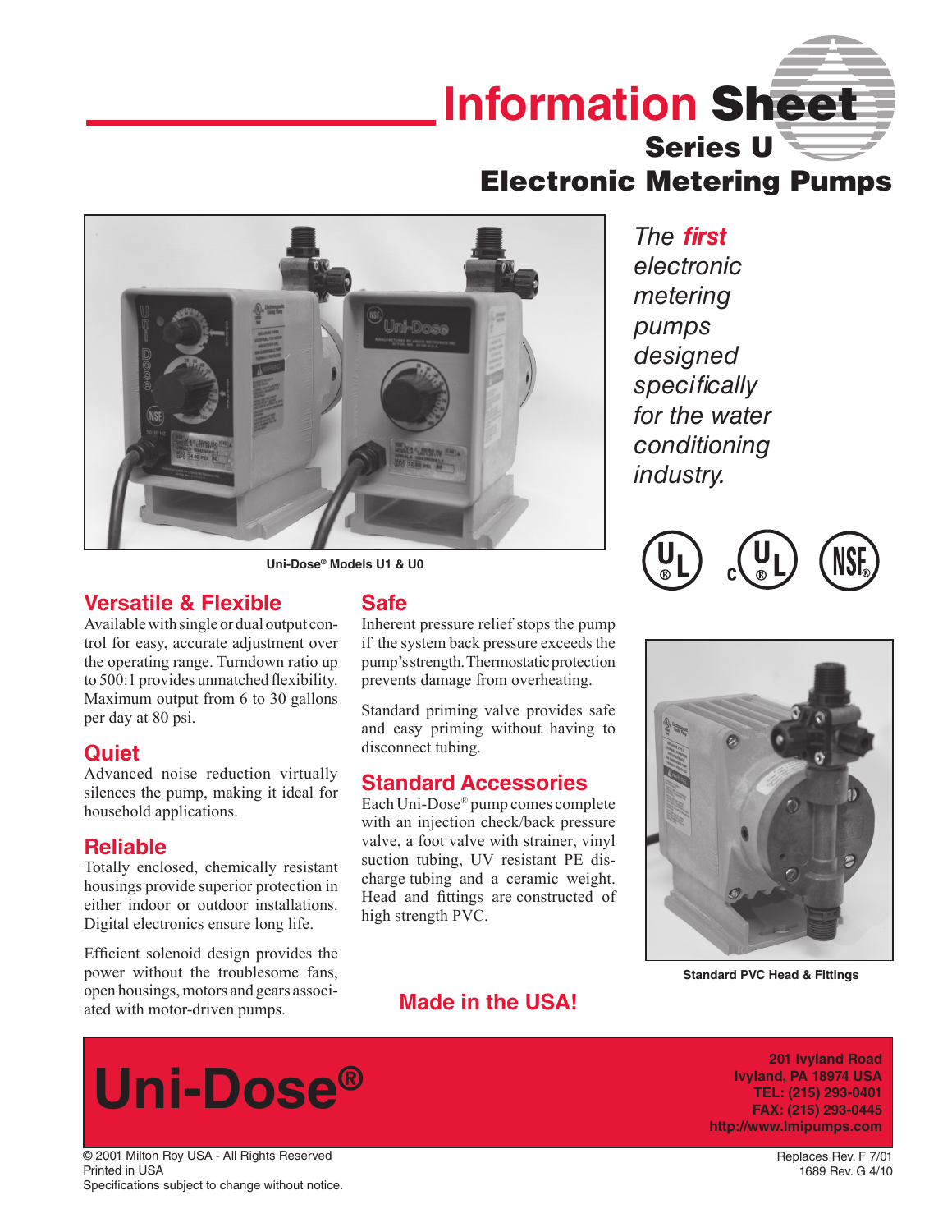# Information Sheet

## Series U
## Electronic Metering Pumps

Uni-Dose® Models U1 & U0

*The **first** electronic metering pumps designed specifically for the water conditioning industry.*

### Versatile & Flexible

Available with single or dual output control for easy, accurate adjustment over the operating range. Turndown ratio up to 500:1 provides unmatched flexibility. Maximum output from 6 to 30 gallons per day at 80 psi.

### Quiet

Advanced noise reduction virtually silences the pump, making it ideal for household applications.

### Reliable

Totally enclosed, chemically resistant housings provide superior protection in either indoor or outdoor installations. Digital electronics ensure long life.

Efficient solenoid design provides the power without the troublesome fans, open housings, motors and gears associated with motor-driven pumps.

### Safe

Inherent pressure relief stops the pump if the system back pressure exceeds the pump's strength. Thermostatic protection prevents damage from overheating.

Standard priming valve provides safe and easy priming without having to disconnect tubing.

### Standard Accessories

Each Uni-Dose® pump comes complete with an injection check/back pressure valve, a foot valve with strainer, vinyl suction tubing, UV resistant PE discharge tubing and a ceramic weight. Head and fittings are constructed of high strength PVC.

Standard PVC Head & Fittings

**Made in the USA!**

# Uni-Dose®

**201 Ivyland Road**
**Ivyland, PA 18974 USA**
**TEL: (215) 293-0401**
**FAX: (215) 293-0445**
**http://www.lmipumps.com**

© 2001 Milton Roy USA - All Rights Reserved
Printed in USA
Specifications subject to change without notice.

Replaces Rev. F 7/01
1689 Rev. G 4/10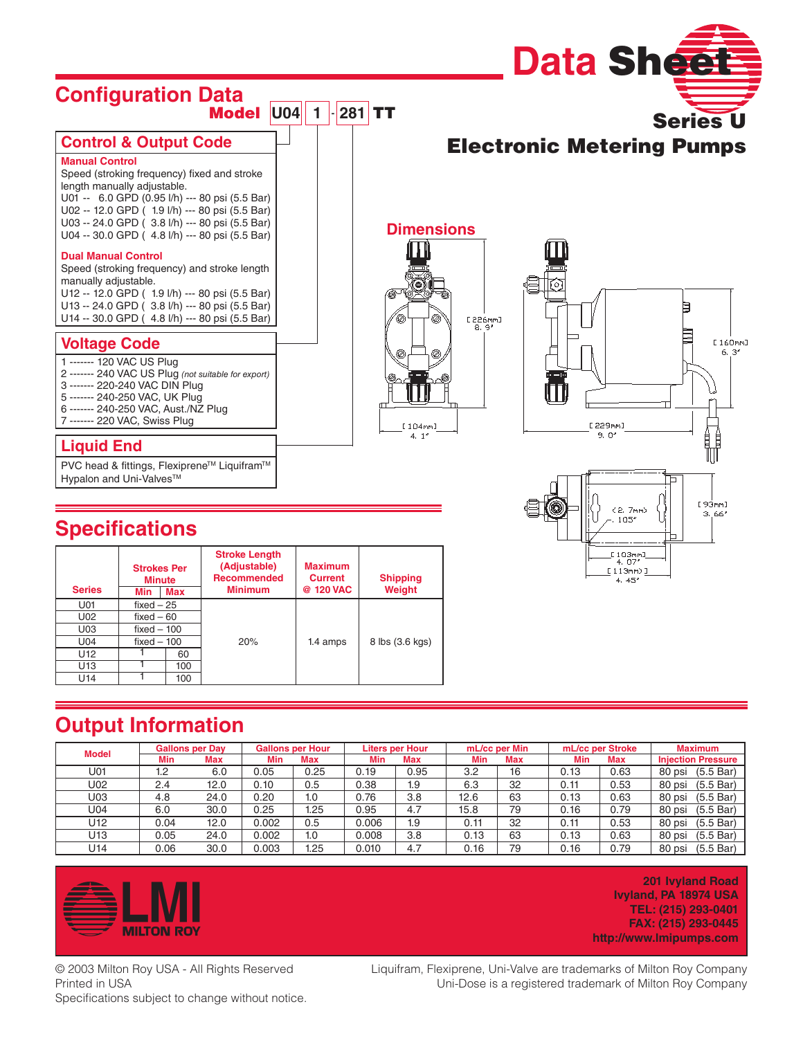# Data Sheet

## Series U

## Electronic Metering Pumps

## Configuration Data

**Model** U04 | 1 | - | 281 | TT

### Control & Output Code

**Manual Control**

Speed (stroking frequency) fixed and stroke length manually adjustable.

U01 -- 6.0 GPD (0.95 l/h) --- 80 psi (5.5 Bar)
U02 -- 12.0 GPD ( 1.9 l/h) --- 80 psi (5.5 Bar)
U03 -- 24.0 GPD ( 3.8 l/h) --- 80 psi (5.5 Bar)
U04 -- 30.0 GPD ( 4.8 l/h) --- 80 psi (5.5 Bar)

**Dual Manual Control**

Speed (stroking frequency) and stroke length manually adjustable.

U12 -- 12.0 GPD ( 1.9 l/h) --- 80 psi (5.5 Bar)
U13 -- 24.0 GPD ( 3.8 l/h) --- 80 psi (5.5 Bar)
U14 -- 30.0 GPD ( 4.8 l/h) --- 80 psi (5.5 Bar)

### Voltage Code

1 ------- 120 VAC US Plug
2 ------- 240 VAC US Plug *(not suitable for export)*
3 ------- 220-240 VAC DIN Plug
5 ------- 240-250 VAC, UK Plug
6 ------- 240-250 VAC, Aust./NZ Plug
7 ------- 220 VAC, Swiss Plug

### Liquid End

PVC head & fittings, Flexiprene™ Liquifram™ Hypalon and Uni-Valves™

## Dimensions

[226mm] 8.9"
[104mm] 4.1"
[160mm] 6.3"
[229mm] 9.0"
[93mm] 3.66"
(2.7mm) .105"
[103mm] 4.07"
[113mm] 4.45"

## Specifications

| Series | Strokes Per Minute | | Stroke Length (Adjustable) Recommended Minimum | Maximum Current @ 120 VAC | Shipping Weight |
|---|---|---|---|---|---|
| | Min | Max | | | |
| U01 | fixed – 25 | | 20% | 1.4 amps | 8 lbs (3.6 kgs) |
| U02 | fixed – 60 | | | | |
| U03 | fixed – 100 | | | | |
| U04 | fixed – 100 | | | | |
| U12 | 1 | 60 | | | |
| U13 | 1 | 100 | | | |
| U14 | 1 | 100 | | | |

## Output Information

| Model | Gallons per Day | | Gallons per Hour | | Liters per Hour | | mL/cc per Min | | mL/cc per Stroke | | Maximum |
|---|---|---|---|---|---|---|---|---|---|---|---|
| | Min | Max | Min | Max | Min | Max | Min | Max | Min | Max | Injection Pressure |
| U01 | 1.2 | 6.0 | 0.05 | 0.25 | 0.19 | 0.95 | 3.2 | 16 | 0.13 | 0.63 | 80 psi (5.5 Bar) |
| U02 | 2.4 | 12.0 | 0.10 | 0.5 | 0.38 | 1.9 | 6.3 | 32 | 0.11 | 0.53 | 80 psi (5.5 Bar) |
| U03 | 4.8 | 24.0 | 0.20 | 1.0 | 0.76 | 3.8 | 12.6 | 63 | 0.13 | 0.63 | 80 psi (5.5 Bar) |
| U04 | 6.0 | 30.0 | 0.25 | 1.25 | 0.95 | 4.7 | 15.8 | 79 | 0.16 | 0.79 | 80 psi (5.5 Bar) |
| U12 | 0.04 | 12.0 | 0.002 | 0.5 | 0.006 | 1.9 | 0.11 | 32 | 0.11 | 0.53 | 80 psi (5.5 Bar) |
| U13 | 0.05 | 24.0 | 0.002 | 1.0 | 0.008 | 3.8 | 0.13 | 63 | 0.13 | 0.63 | 80 psi (5.5 Bar) |
| U14 | 0.06 | 30.0 | 0.003 | 1.25 | 0.010 | 4.7 | 0.16 | 79 | 0.16 | 0.79 | 80 psi (5.5 Bar) |

LMI MILTON ROY

**201 Ivyland Road**
**Ivyland, PA 18974 USA**
**TEL: (215) 293-0401**
**FAX: (215) 293-0445**
**http://www.lmipumps.com**

© 2003 Milton Roy USA - All Rights Reserved
Printed in USA
Specifications subject to change without notice.

Liquifram, Flexiprene, Uni-Valve are trademarks of Milton Roy Company
Uni-Dose is a registered trademark of Milton Roy Company